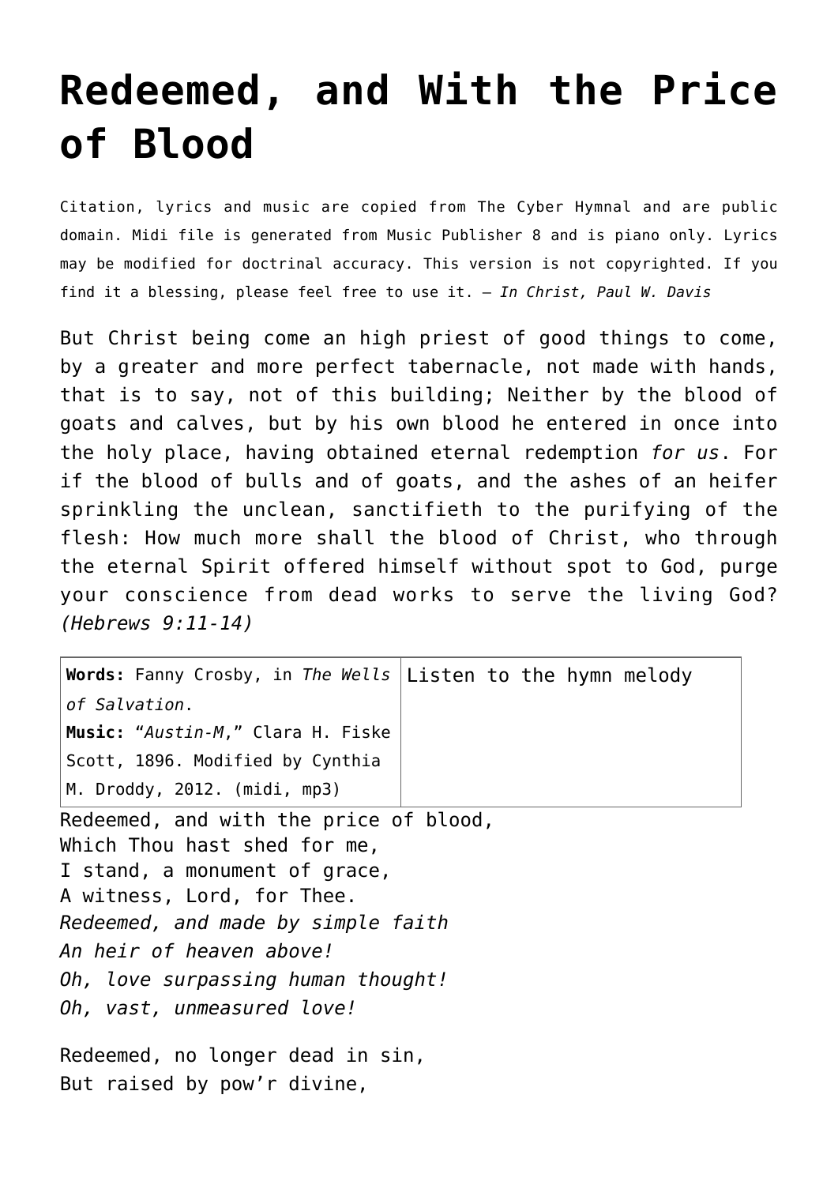# Redeemed, and With the Price of Blood

Citation, lyrics and music are copied from The Cyber Hymnal and are public domain. Midi file is generated from Music Publisher 8 and is piano only. Lyrics may be modified for doctrinal accuracy. This version is not copyrighted. If you find it a blessing, please feel free to use it. – *In Christ, Paul W. Davis*

But Christ being come an high priest of good things to come, by a greater and more perfect tabernacle, not made with hands, that is to say, not of this building; Neither by the blood of goats and calves, but by his own blood he entered in once into the holy place, having obtained eternal redemption *for us*. For if the blood of bulls and of goats, and the ashes of an heifer sprinkling the unclean, sanctifieth to the purifying of the flesh: How much more shall the blood of Christ, who through the eternal Spirit offered himself without spot to God, purge your conscience from dead works to serve the living God? *(Hebrews 9:11-14)*

| **Words:** Fanny Crosby, in *The Wells of Salvation*. **Music:** "*Austin-M*," Clara H. Fiske Scott, 1896. Modified by Cynthia M. Droddy, 2012. (midi, mp3) | Listen to the hymn melody |
|---|---|

Redeemed, and with the price of blood,
Which Thou hast shed for me,
I stand, a monument of grace,
A witness, Lord, for Thee.
*Redeemed, and made by simple faith*
*An heir of heaven above!*
*Oh, love surpassing human thought!*
*Oh, vast, unmeasured love!*

Redeemed, no longer dead in sin,
But raised by pow'r divine,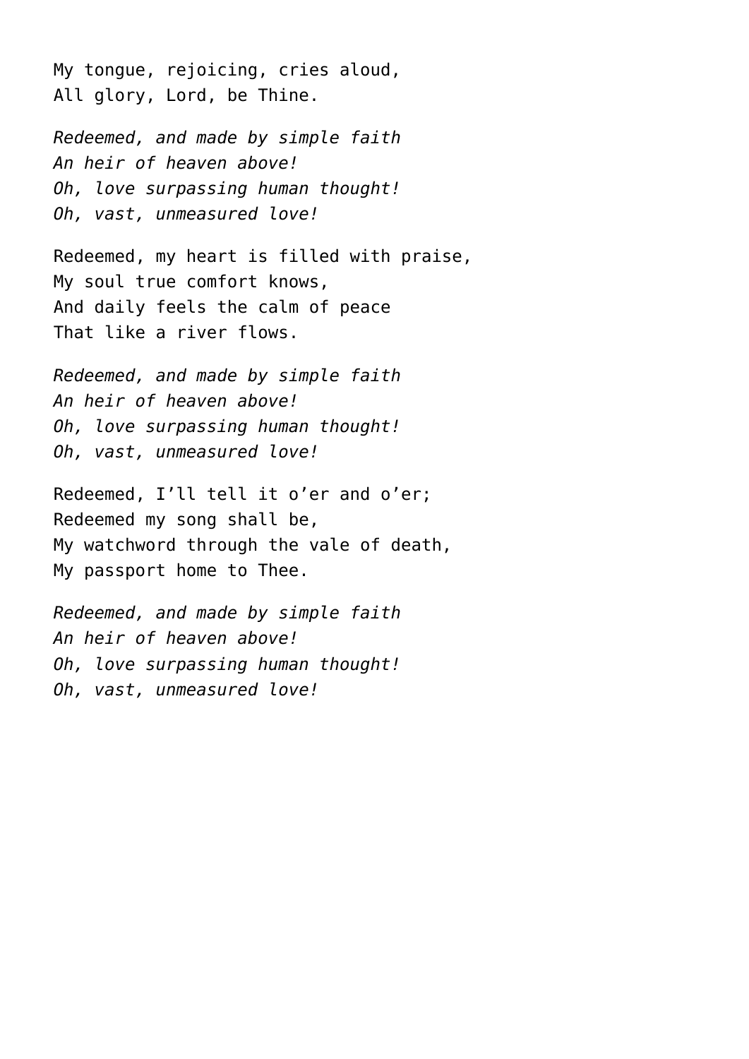My tongue, rejoicing, cries aloud,
All glory, Lord, be Thine.

*Redeemed, and made by simple faith*
*An heir of heaven above!*
*Oh, love surpassing human thought!*
*Oh, vast, unmeasured love!*

Redeemed, my heart is filled with praise,
My soul true comfort knows,
And daily feels the calm of peace
That like a river flows.

*Redeemed, and made by simple faith*
*An heir of heaven above!*
*Oh, love surpassing human thought!*
*Oh, vast, unmeasured love!*

Redeemed, I'll tell it o'er and o'er;
Redeemed my song shall be,
My watchword through the vale of death,
My passport home to Thee.

*Redeemed, and made by simple faith*
*An heir of heaven above!*
*Oh, love surpassing human thought!*
*Oh, vast, unmeasured love!*